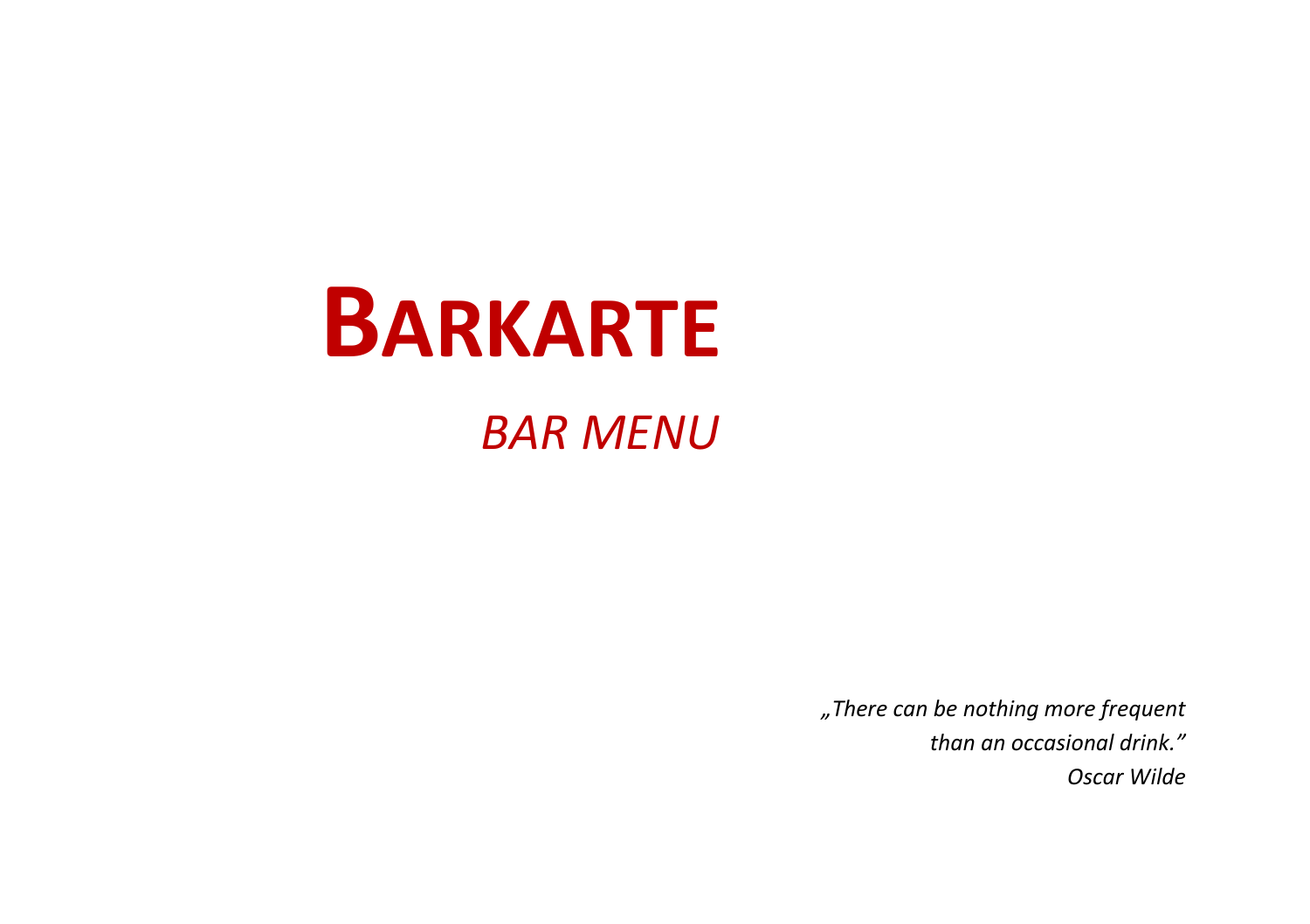# BARKARTE

*BAR MENU*

*„There can be nothing more frequent*
*than an occasional drink."*
*Oscar Wilde*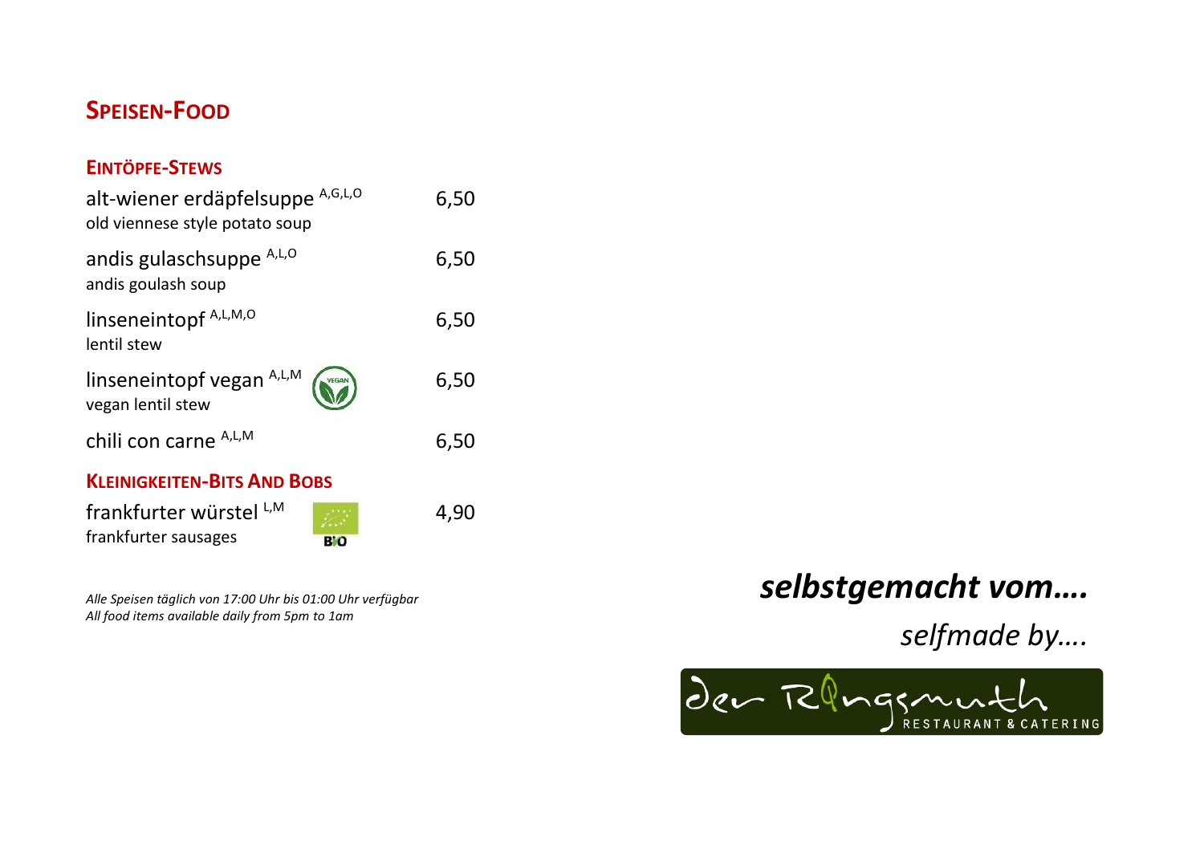## SPEISEN-FOOD

### EINTÖPFE-STEWS

| | |
|---|---|
| alt-wiener erdäpfelsuppe [A,G,L,O]<br>old viennese style potato soup | 6,50 |
| andis gulaschsuppe [A,L,O]<br>andis goulash soup | 6,50 |
| linseneintopf [A,L,M,O]<br>lentil stew | 6,50 |
| linseneintopf vegan [A,L,M] VEGAN<br>vegan lentil stew | 6,50 |
| chili con carne [A,L,M] | 6,50 |

### KLEINIGKEITEN-BITS AND BOBS

| | |
|---|---|
| frankfurter würstel [L,M] BIO<br>frankfurter sausages | 4,90 |

*Alle Speisen täglich von 17:00 Uhr bis 01:00 Uhr verfügbar*
*All food items available daily from 5pm to 1am*

***selbstgemacht vom….***

*selfmade by….*

der Ringsmuth RESTAURANT & CATERING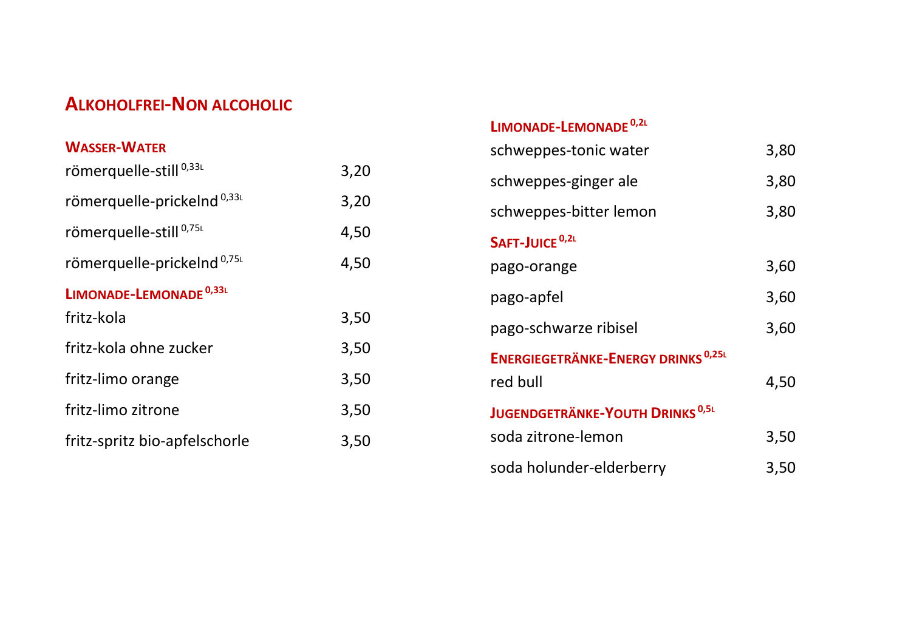# ALKOHOLFREI-NON ALCOHOLIC

## WASSER-WATER

| | |
|---|---|
| römerquelle-still 0,33L | 3,20 |
| römerquelle-prickelnd 0,33L | 3,20 |
| römerquelle-still 0,75L | 4,50 |
| römerquelle-prickelnd 0,75L | 4,50 |

## LIMONADE-LEMONADE 0,33L

| | |
|---|---|
| fritz-kola | 3,50 |
| fritz-kola ohne zucker | 3,50 |
| fritz-limo orange | 3,50 |
| fritz-limo zitrone | 3,50 |
| fritz-spritz bio-apfelschorle | 3,50 |

## LIMONADE-LEMONADE 0,2L

| | |
|---|---|
| schweppes-tonic water | 3,80 |
| schweppes-ginger ale | 3,80 |
| schweppes-bitter lemon | 3,80 |

## SAFT-JUICE 0,2L

| | |
|---|---|
| pago-orange | 3,60 |
| pago-apfel | 3,60 |
| pago-schwarze ribisel | 3,60 |

## ENERGIEGETRÄNKE-ENERGY DRINKS 0,25L

| | |
|---|---|
| red bull | 4,50 |

## JUGENDGETRÄNKE-YOUTH DRINKS 0,5L

| | |
|---|---|
| soda zitrone-lemon | 3,50 |
| soda holunder-elderberry | 3,50 |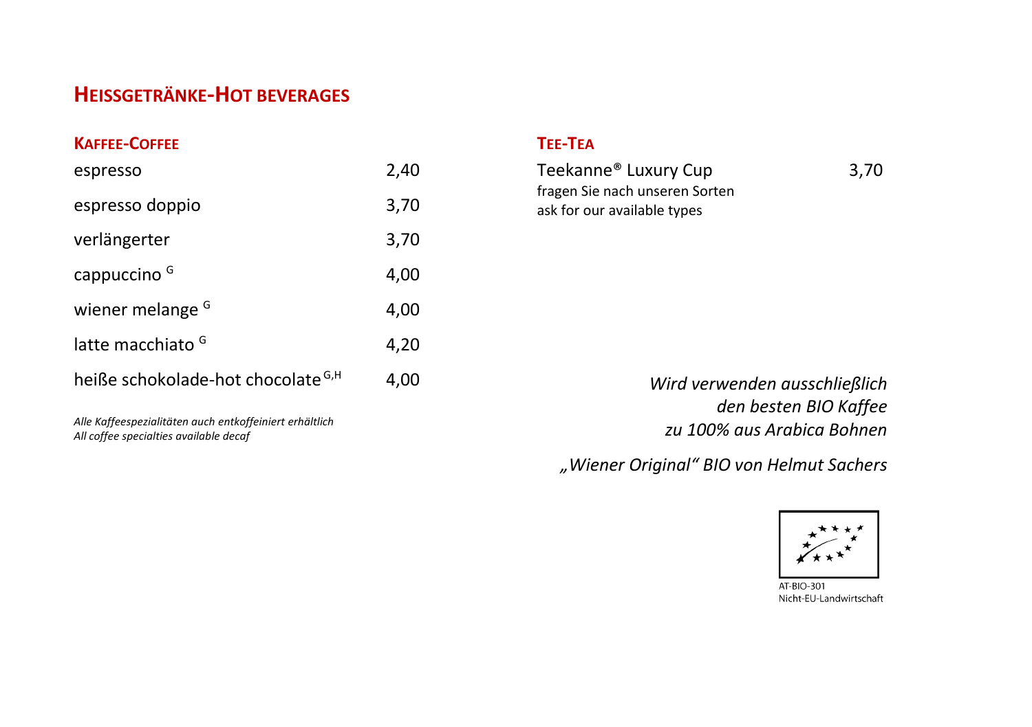## HEISSGETRÄNKE-HOT BEVERAGES

### KAFFEE-COFFEE

| | |
|---|---|
| espresso | 2,40 |
| espresso doppio | 3,70 |
| verlängerter | 3,70 |
| cappuccino [G] | 4,00 |
| wiener melange [G] | 4,00 |
| latte macchiato [G] | 4,20 |
| heiße schokolade-hot chocolate [G,H] | 4,00 |

*Alle Kaffeespezialitäten auch entkoffeiniert erhältlich*
*All coffee specialties available decaf*

### TEE-TEA

| | |
|---|---|
| Teekanne® Luxury Cup | 3,70 |

fragen Sie nach unseren Sorten
ask for our available types

*Wird verwenden ausschließlich*
*den besten BIO Kaffee*
*zu 100% aus Arabica Bohnen*

*„Wiener Original" BIO von Helmut Sachers*

AT-BIO-301
Nicht-EU-Landwirtschaft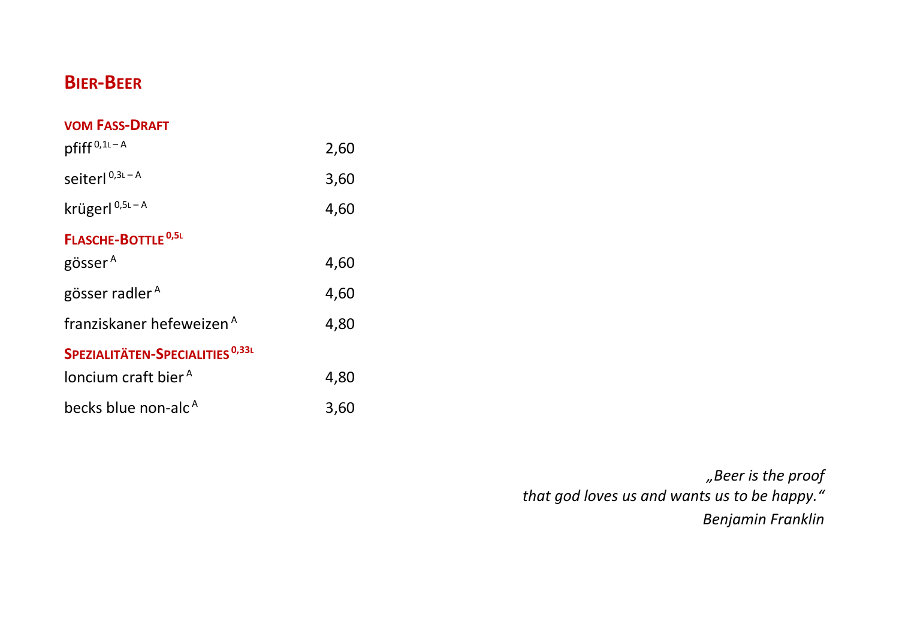# BIER-BEER

### VOM FASS-DRAFT

| | |
|---|---|
| pfiff 0,1L – A | 2,60 |
| seiterl 0,3L – A | 3,60 |
| krügerl 0,5L – A | 4,60 |

### FLASCHE-BOTTLE 0,5L

| | |
|---|---|
| gösser A | 4,60 |
| gösser radler A | 4,60 |
| franziskaner hefeweizen A | 4,80 |

### SPEZIALITÄTEN-SPECIALITIES 0,33L

| | |
|---|---|
| loncium craft bier A | 4,80 |
| becks blue non-alc A | 3,60 |

*„Beer is the proof*
*that god loves us and wants us to be happy."*
*Benjamin Franklin*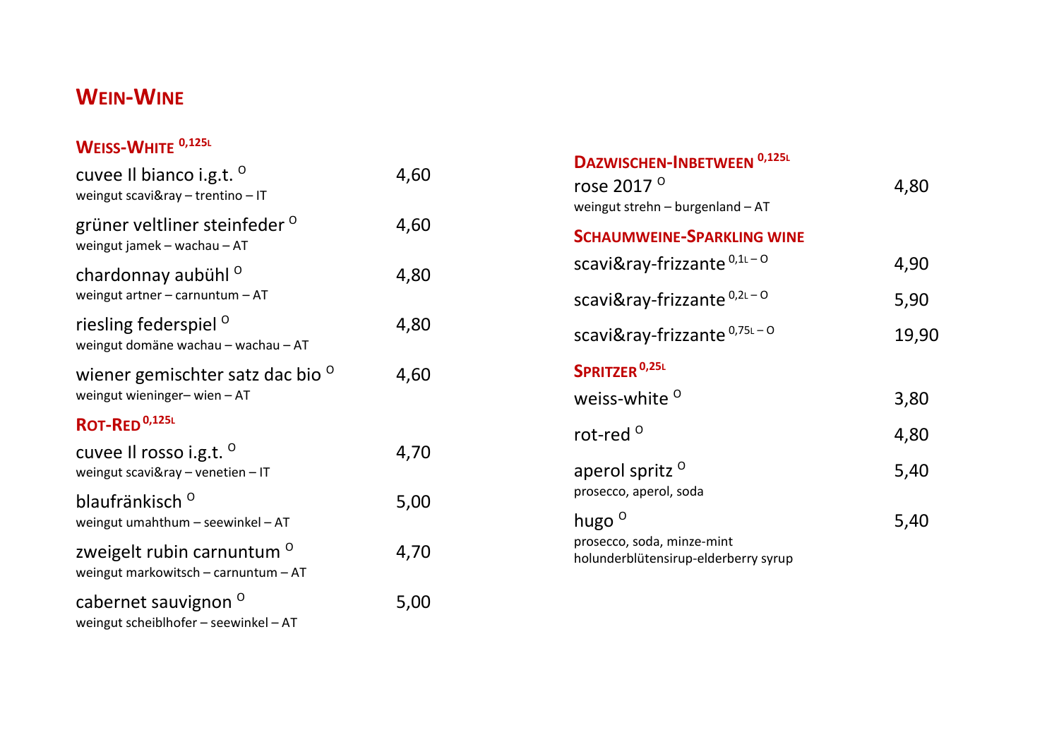# WEIN-WINE

## WEISS-WHITE 0,125L

| | |
|---|---|
| cuvee Il bianco i.g.t. O<br>weingut scavi&ray – trentino – IT | 4,60 |
| grüner veltliner steinfeder O<br>weingut jamek – wachau – AT | 4,60 |
| chardonnay aubühl O<br>weingut artner – carnuntum – AT | 4,80 |
| riesling federspiel O<br>weingut domäne wachau – wachau – AT | 4,80 |
| wiener gemischter satz dac bio O<br>weingut wieninger– wien – AT | 4,60 |

## ROT-RED 0,125L

| | |
|---|---|
| cuvee Il rosso i.g.t. O<br>weingut scavi&ray – venetien – IT | 4,70 |
| blaufränkisch O<br>weingut umahthum – seewinkel – AT | 5,00 |
| zweigelt rubin carnuntum O<br>weingut markowitsch – carnuntum – AT | 4,70 |
| cabernet sauvignon O<br>weingut scheiblhofer – seewinkel – AT | 5,00 |

## DAZWISCHEN-INBETWEEN 0,125L

| | |
|---|---|
| rose 2017 O<br>weingut strehn – burgenland – AT | 4,80 |

## SCHAUMWEINE-SPARKLING WINE

| | |
|---|---|
| scavi&ray-frizzante 0,1L – O | 4,90 |
| scavi&ray-frizzante 0,2L – O | 5,90 |
| scavi&ray-frizzante 0,75L – O | 19,90 |

## SPRITZER 0,25L

| | |
|---|---|
| weiss-white O | 3,80 |
| rot-red O | 4,80 |
| aperol spritz O<br>prosecco, aperol, soda | 5,40 |
| hugo O<br>prosecco, soda, minze-mint<br>holunderblütensirup-elderberry syrup | 5,40 |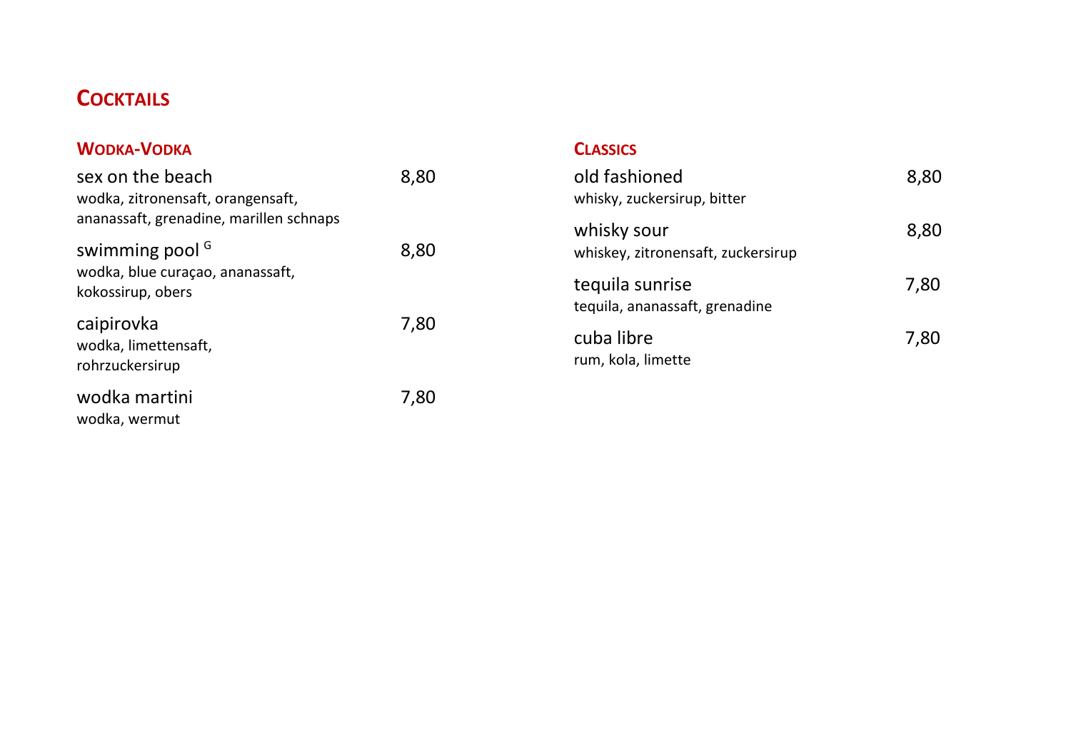# Cocktails

## Wodka-Vodka

sex on the beach 8,80
wodka, zitronensaft, orangensaft, ananassaft, grenadine, marillen schnaps

swimming pool [G] 8,80
wodka, blue curaçao, ananassaft, kokossirup, obers

caipirovka 7,80
wodka, limettensaft, rohrzuckersirup

wodka martini 7,80
wodka, wermut

## Classics

old fashioned 8,80
whisky, zuckersirup, bitter

whisky sour 8,80
whiskey, zitronensaft, zuckersirup

tequila sunrise 7,80
tequila, ananassaft, grenadine

cuba libre 7,80
rum, kola, limette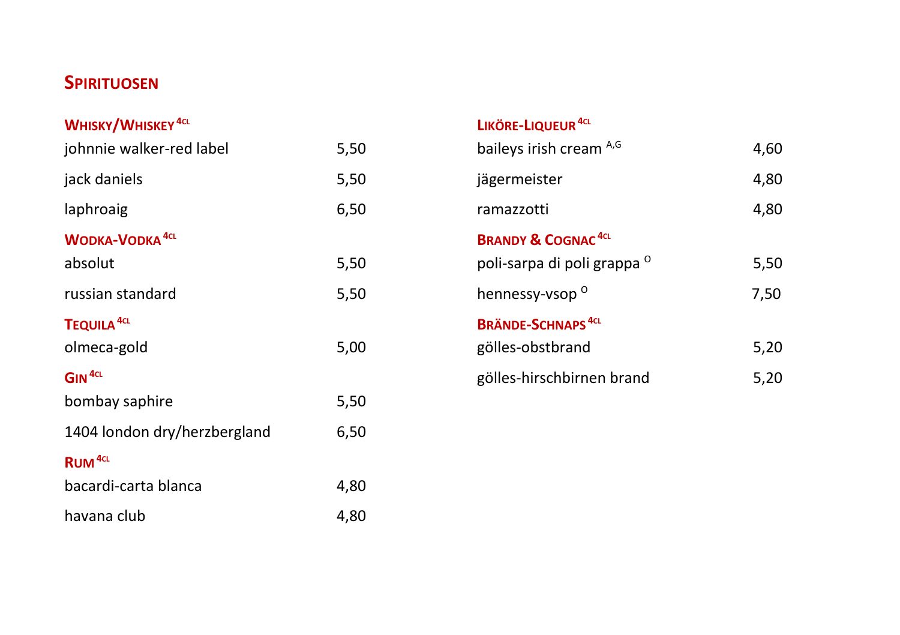# SPIRITUOSEN

## WHISKY/WHISKEY [4CL]

| | |
|---|---|
| johnnie walker-red label | 5,50 |
| jack daniels | 5,50 |
| laphroaig | 6,50 |

## WODKA-VODKA [4CL]

| | |
|---|---|
| absolut | 5,50 |
| russian standard | 5,50 |

## TEQUILA [4CL]

| | |
|---|---|
| olmeca-gold | 5,00 |

## GIN [4CL]

| | |
|---|---|
| bombay saphire | 5,50 |
| 1404 london dry/herzbergland | 6,50 |

## RUM [4CL]

| | |
|---|---|
| bacardi-carta blanca | 4,80 |
| havana club | 4,80 |

## LIKÖRE-LIQUEUR [4CL]

| | |
|---|---|
| baileys irish cream [A,G] | 4,60 |
| jägermeister | 4,80 |
| ramazzotti | 4,80 |

## BRANDY & COGNAC [4CL]

| | |
|---|---|
| poli-sarpa di poli grappa [O] | 5,50 |
| hennessy-vsop [O] | 7,50 |

## BRÄNDE-SCHNAPS [4CL]

| | |
|---|---|
| gölles-obstbrand | 5,20 |
| gölles-hirschbirnen brand | 5,20 |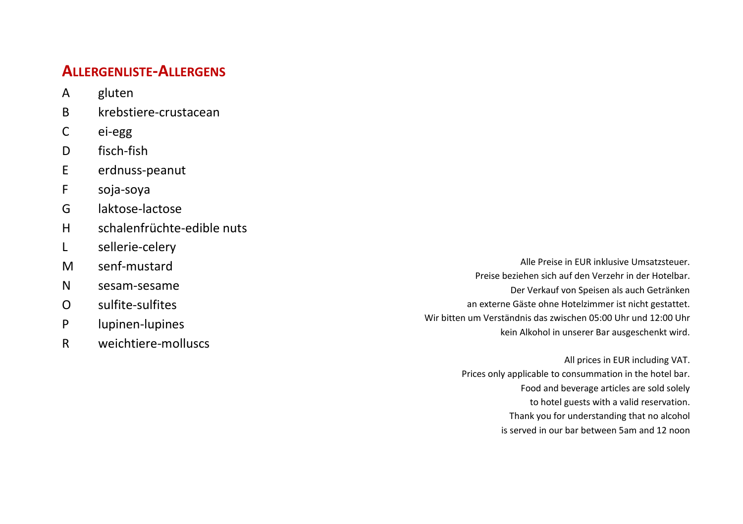## ALLERGENLISTE-ALLERGENS

| | |
|---|---|
| A | gluten |
| B | krebstiere-crustacean |
| C | ei-egg |
| D | fisch-fish |
| E | erdnuss-peanut |
| F | soja-soya |
| G | laktose-lactose |
| H | schalenfrüchte-edible nuts |
| L | sellerie-celery |
| M | senf-mustard |
| N | sesam-sesame |
| O | sulfite-sulfites |
| P | lupinen-lupines |
| R | weichtiere-molluscs |

Alle Preise in EUR inklusive Umsatzsteuer.
Preise beziehen sich auf den Verzehr in der Hotelbar.
Der Verkauf von Speisen als auch Getränken
an externe Gäste ohne Hotelzimmer ist nicht gestattet.
Wir bitten um Verständnis das zwischen 05:00 Uhr und 12:00 Uhr
kein Alkohol in unserer Bar ausgeschenkt wird.

All prices in EUR including VAT.
Prices only applicable to consummation in the hotel bar.
Food and beverage articles are sold solely
to hotel guests with a valid reservation.
Thank you for understanding that no alcohol
is served in our bar between 5am and 12 noon